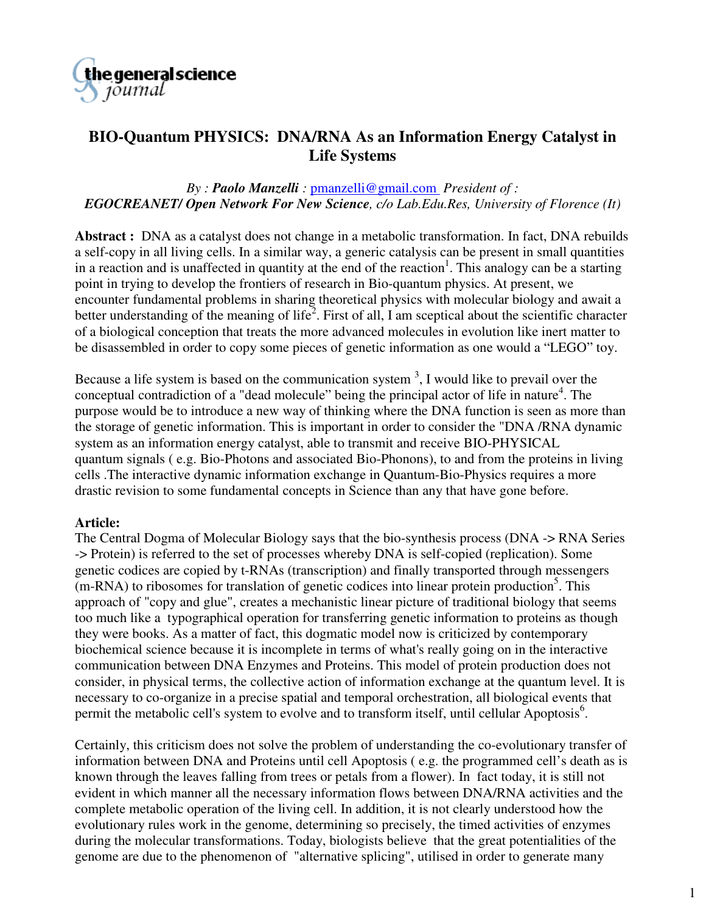# BIO-Quantum PHYSICS: DNA/RNA As an Information Energy Catalyst in Life Systems

*By : **Paolo Manzelli** : pmanzelli@gmail.com President of :*
***EGOCREANET/ Open Network For New Science**, c/o Lab.Edu.Res, University of Florence (It)*

**Abstract :** DNA as a catalyst does not change in a metabolic transformation. In fact, DNA rebuilds a self-copy in all living cells. In a similar way, a generic catalysis can be present in small quantities in a reaction and is unaffected in quantity at the end of the reaction[1]. This analogy can be a starting point in trying to develop the frontiers of research in Bio-quantum physics. At present, we encounter fundamental problems in sharing theoretical physics with molecular biology and await a better understanding of the meaning of life[2]. First of all, I am sceptical about the scientific character of a biological conception that treats the more advanced molecules in evolution like inert matter to be disassembled in order to copy some pieces of genetic information as one would a "LEGO" toy.

Because a life system is based on the communication system [3], I would like to prevail over the conceptual contradiction of a "dead molecule" being the principal actor of life in nature[4]. The purpose would be to introduce a new way of thinking where the DNA function is seen as more than the storage of genetic information. This is important in order to consider the "DNA /RNA dynamic system as an information energy catalyst, able to transmit and receive BIO-PHYSICAL quantum signals ( e.g. Bio-Photons and associated Bio-Phonons), to and from the proteins in living cells .The interactive dynamic information exchange in Quantum-Bio-Physics requires a more drastic revision to some fundamental concepts in Science than any that have gone before.

**Article:**
The Central Dogma of Molecular Biology says that the bio-synthesis process (DNA -> RNA Series -> Protein) is referred to the set of processes whereby DNA is self-copied (replication). Some genetic codices are copied by t-RNAs (transcription) and finally transported through messengers (m-RNA) to ribosomes for translation of genetic codices into linear protein production[5]. This approach of "copy and glue", creates a mechanistic linear picture of traditional biology that seems too much like a typographical operation for transferring genetic information to proteins as though they were books. As a matter of fact, this dogmatic model now is criticized by contemporary biochemical science because it is incomplete in terms of what's really going on in the interactive communication between DNA Enzymes and Proteins. This model of protein production does not consider, in physical terms, the collective action of information exchange at the quantum level. It is necessary to co-organize in a precise spatial and temporal orchestration, all biological events that permit the metabolic cell's system to evolve and to transform itself, until cellular Apoptosis[6].

Certainly, this criticism does not solve the problem of understanding the co-evolutionary transfer of information between DNA and Proteins until cell Apoptosis ( e.g. the programmed cell's death as is known through the leaves falling from trees or petals from a flower). In fact today, it is still not evident in which manner all the necessary information flows between DNA/RNA activities and the complete metabolic operation of the living cell. In addition, it is not clearly understood how the evolutionary rules work in the genome, determining so precisely, the timed activities of enzymes during the molecular transformations. Today, biologists believe that the great potentialities of the genome are due to the phenomenon of "alternative splicing", utilised in order to generate many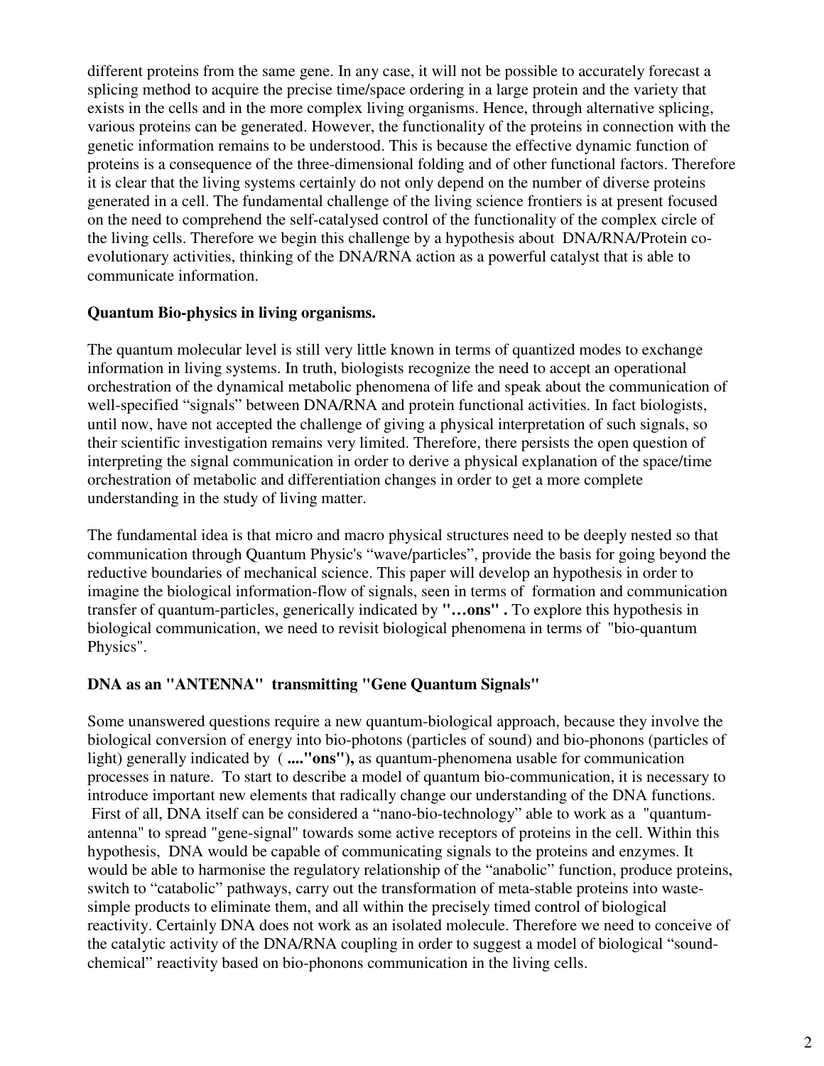different proteins from the same gene. In any case, it will not be possible to accurately forecast a splicing method to acquire the precise time/space ordering in a large protein and the variety that exists in the cells and in the more complex living organisms. Hence, through alternative splicing, various proteins can be generated. However, the functionality of the proteins in connection with the genetic information remains to be understood. This is because the effective dynamic function of proteins is a consequence of the three-dimensional folding and of other functional factors. Therefore it is clear that the living systems certainly do not only depend on the number of diverse proteins generated in a cell. The fundamental challenge of the living science frontiers is at present focused on the need to comprehend the self-catalysed control of the functionality of the complex circle of the living cells. Therefore we begin this challenge by a hypothesis about DNA/RNA/Protein co-evolutionary activities, thinking of the DNA/RNA action as a powerful catalyst that is able to communicate information.

**Quantum Bio-physics in living organisms.**

The quantum molecular level is still very little known in terms of quantized modes to exchange information in living systems. In truth, biologists recognize the need to accept an operational orchestration of the dynamical metabolic phenomena of life and speak about the communication of well-specified "signals" between DNA/RNA and protein functional activities. In fact biologists, until now, have not accepted the challenge of giving a physical interpretation of such signals, so their scientific investigation remains very limited. Therefore, there persists the open question of interpreting the signal communication in order to derive a physical explanation of the space/time orchestration of metabolic and differentiation changes in order to get a more complete understanding in the study of living matter.

The fundamental idea is that micro and macro physical structures need to be deeply nested so that communication through Quantum Physic's "wave/particles", provide the basis for going beyond the reductive boundaries of mechanical science. This paper will develop an hypothesis in order to imagine the biological information-flow of signals, seen in terms of formation and communication transfer of quantum-particles, generically indicated by **"…ons"** . To explore this hypothesis in biological communication, we need to revisit biological phenomena in terms of "bio-quantum Physics".

**DNA as an "ANTENNA" transmitting "Gene Quantum Signals"**

Some unanswered questions require a new quantum-biological approach, because they involve the biological conversion of energy into bio-photons (particles of sound) and bio-phonons (particles of light) generally indicated by ( **...."ons"),** as quantum-phenomena usable for communication processes in nature. To start to describe a model of quantum bio-communication, it is necessary to introduce important new elements that radically change our understanding of the DNA functions. First of all, DNA itself can be considered a "nano-bio-technology" able to work as a "quantum-antenna" to spread "gene-signal" towards some active receptors of proteins in the cell. Within this hypothesis, DNA would be capable of communicating signals to the proteins and enzymes. It would be able to harmonise the regulatory relationship of the "anabolic" function, produce proteins, switch to "catabolic" pathways, carry out the transformation of meta-stable proteins into waste-simple products to eliminate them, and all within the precisely timed control of biological reactivity. Certainly DNA does not work as an isolated molecule. Therefore we need to conceive of the catalytic activity of the DNA/RNA coupling in order to suggest a model of biological "sound-chemical" reactivity based on bio-phonons communication in the living cells.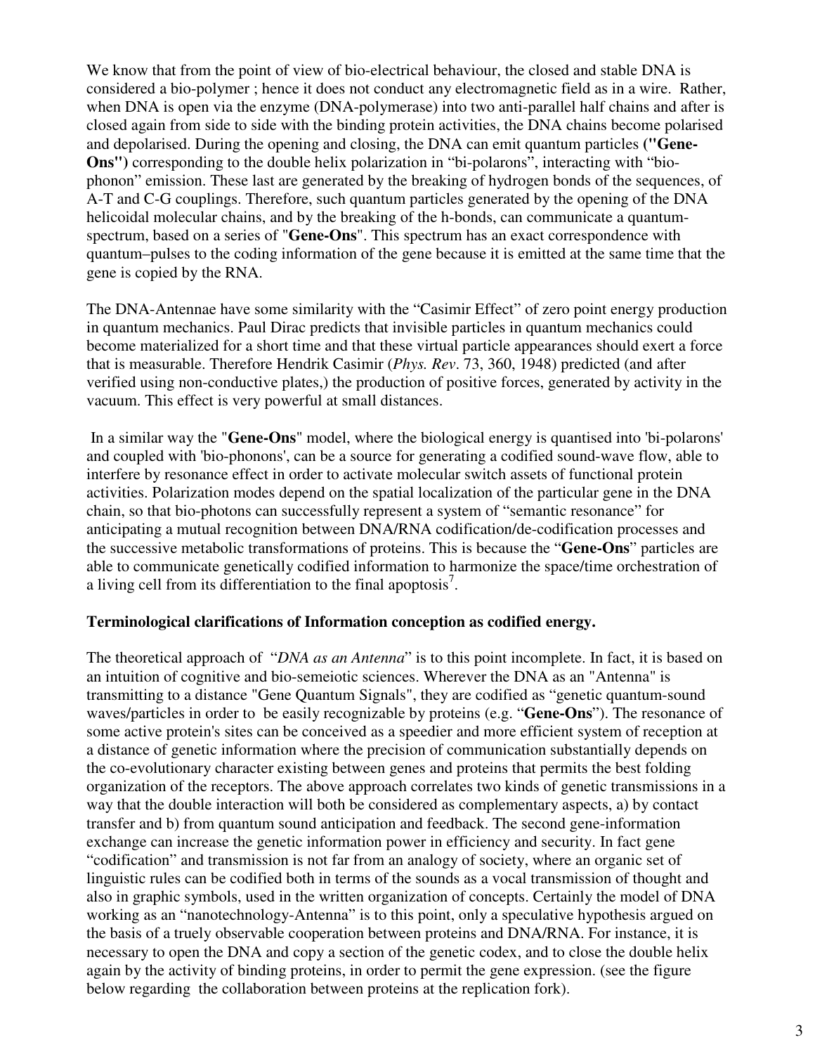We know that from the point of view of bio-electrical behaviour, the closed and stable DNA is considered a bio-polymer ; hence it does not conduct any electromagnetic field as in a wire. Rather, when DNA is open via the enzyme (DNA-polymerase) into two anti-parallel half chains and after is closed again from side to side with the binding protein activities, the DNA chains become polarised and depolarised. During the opening and closing, the DNA can emit quantum particles **("Gene-Ons")** corresponding to the double helix polarization in "bi-polarons", interacting with "bio-phonon" emission. These last are generated by the breaking of hydrogen bonds of the sequences, of A-T and C-G couplings. Therefore, such quantum particles generated by the opening of the DNA helicoidal molecular chains, and by the breaking of the h-bonds, can communicate a quantum-spectrum, based on a series of "**Gene-Ons**". This spectrum has an exact correspondence with quantum–pulses to the coding information of the gene because it is emitted at the same time that the gene is copied by the RNA.

The DNA-Antennae have some similarity with the "Casimir Effect" of zero point energy production in quantum mechanics. Paul Dirac predicts that invisible particles in quantum mechanics could become materialized for a short time and that these virtual particle appearances should exert a force that is measurable. Therefore Hendrik Casimir (*Phys. Rev*. 73, 360, 1948) predicted (and after verified using non-conductive plates,) the production of positive forces, generated by activity in the vacuum. This effect is very powerful at small distances.

In a similar way the "**Gene-Ons**" model, where the biological energy is quantised into 'bi-polarons' and coupled with 'bio-phonons', can be a source for generating a codified sound-wave flow, able to interfere by resonance effect in order to activate molecular switch assets of functional protein activities. Polarization modes depend on the spatial localization of the particular gene in the DNA chain, so that bio-photons can successfully represent a system of "semantic resonance" for anticipating a mutual recognition between DNA/RNA codification/de-codification processes and the successive metabolic transformations of proteins. This is because the "**Gene-Ons**" particles are able to communicate genetically codified information to harmonize the space/time orchestration of a living cell from its differentiation to the final apoptosis[7].

**Terminological clarifications of Information conception as codified energy.**

The theoretical approach of "*DNA as an Antenna*" is to this point incomplete. In fact, it is based on an intuition of cognitive and bio-semeiotic sciences. Wherever the DNA as an "Antenna" is transmitting to a distance "Gene Quantum Signals", they are codified as "genetic quantum-sound waves/particles in order to be easily recognizable by proteins (e.g. "**Gene-Ons**"). The resonance of some active protein's sites can be conceived as a speedier and more efficient system of reception at a distance of genetic information where the precision of communication substantially depends on the co-evolutionary character existing between genes and proteins that permits the best folding organization of the receptors. The above approach correlates two kinds of genetic transmissions in a way that the double interaction will both be considered as complementary aspects, a) by contact transfer and b) from quantum sound anticipation and feedback. The second gene-information exchange can increase the genetic information power in efficiency and security. In fact gene "codification" and transmission is not far from an analogy of society, where an organic set of linguistic rules can be codified both in terms of the sounds as a vocal transmission of thought and also in graphic symbols, used in the written organization of concepts. Certainly the model of DNA working as an "nanotechnology-Antenna" is to this point, only a speculative hypothesis argued on the basis of a truely observable cooperation between proteins and DNA/RNA. For instance, it is necessary to open the DNA and copy a section of the genetic codex, and to close the double helix again by the activity of binding proteins, in order to permit the gene expression. (see the figure below regarding the collaboration between proteins at the replication fork).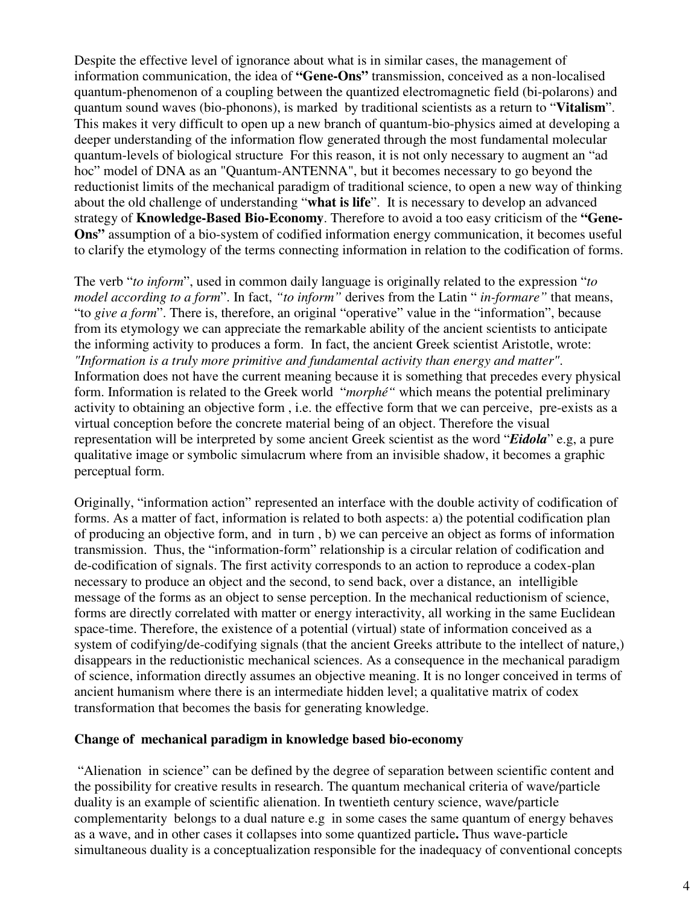Despite the effective level of ignorance about what is in similar cases, the management of information communication, the idea of **"Gene-Ons"** transmission, conceived as a non-localised quantum-phenomenon of a coupling between the quantized electromagnetic field (bi-polarons) and quantum sound waves (bio-phonons), is marked by traditional scientists as a return to "**Vitalism**". This makes it very difficult to open up a new branch of quantum-bio-physics aimed at developing a deeper understanding of the information flow generated through the most fundamental molecular quantum-levels of biological structure For this reason, it is not only necessary to augment an "ad hoc" model of DNA as an "Quantum-ANTENNA", but it becomes necessary to go beyond the reductionist limits of the mechanical paradigm of traditional science, to open a new way of thinking about the old challenge of understanding "**what is life**". It is necessary to develop an advanced strategy of **Knowledge-Based Bio-Economy**. Therefore to avoid a too easy criticism of the **"Gene-Ons"** assumption of a bio-system of codified information energy communication, it becomes useful to clarify the etymology of the terms connecting information in relation to the codification of forms.

The verb "*to inform*", used in common daily language is originally related to the expression "*to model according to a form*". In fact, *"to inform"* derives from the Latin " *in-formare"* that means, "to *give a form*". There is, therefore, an original "operative" value in the "information", because from its etymology we can appreciate the remarkable ability of the ancient scientists to anticipate the informing activity to produces a form. In fact, the ancient Greek scientist Aristotle, wrote: *"Information is a truly more primitive and fundamental activity than energy and matter"*. Information does not have the current meaning because it is something that precedes every physical form. Information is related to the Greek world "*morphé"* which means the potential preliminary activity to obtaining an objective form , i.e. the effective form that we can perceive, pre-exists as a virtual conception before the concrete material being of an object. Therefore the visual representation will be interpreted by some ancient Greek scientist as the word "***Eidola***" e.g, a pure qualitative image or symbolic simulacrum where from an invisible shadow, it becomes a graphic perceptual form.

Originally, "information action" represented an interface with the double activity of codification of forms. As a matter of fact, information is related to both aspects: a) the potential codification plan of producing an objective form, and in turn , b) we can perceive an object as forms of information transmission. Thus, the "information-form" relationship is a circular relation of codification and de-codification of signals. The first activity corresponds to an action to reproduce a codex-plan necessary to produce an object and the second, to send back, over a distance, an intelligible message of the forms as an object to sense perception. In the mechanical reductionism of science, forms are directly correlated with matter or energy interactivity, all working in the same Euclidean space-time. Therefore, the existence of a potential (virtual) state of information conceived as a system of codifying/de-codifying signals (that the ancient Greeks attribute to the intellect of nature,) disappears in the reductionistic mechanical sciences. As a consequence in the mechanical paradigm of science, information directly assumes an objective meaning. It is no longer conceived in terms of ancient humanism where there is an intermediate hidden level; a qualitative matrix of codex transformation that becomes the basis for generating knowledge.

### Change of mechanical paradigm in knowledge based bio-economy

"Alienation in science" can be defined by the degree of separation between scientific content and the possibility for creative results in research. The quantum mechanical criteria of wave/particle duality is an example of scientific alienation. In twentieth century science, wave/particle complementarity belongs to a dual nature e.g in some cases the same quantum of energy behaves as a wave, and in other cases it collapses into some quantized particle**.** Thus wave-particle simultaneous duality is a conceptualization responsible for the inadequacy of conventional concepts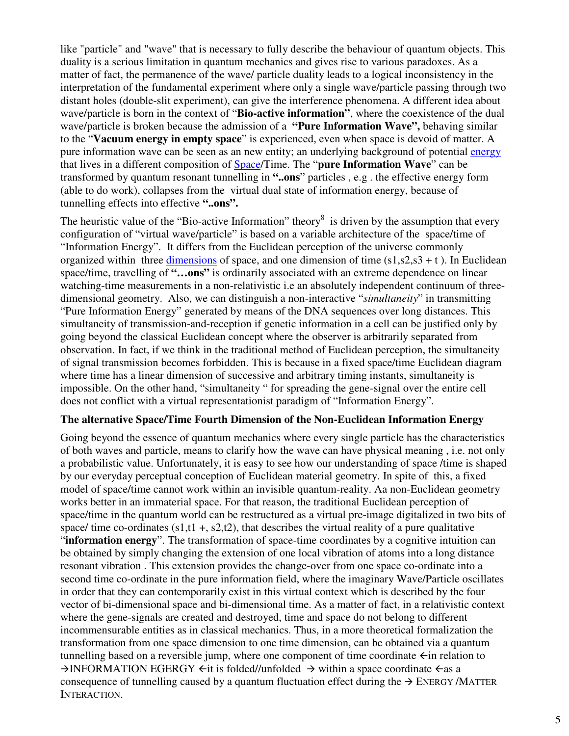like "particle" and "wave" that is necessary to fully describe the behaviour of quantum objects. This duality is a serious limitation in quantum mechanics and gives rise to various paradoxes. As a matter of fact, the permanence of the wave/ particle duality leads to a logical inconsistency in the interpretation of the fundamental experiment where only a single wave/particle passing through two distant holes (double-slit experiment), can give the interference phenomena. A different idea about wave/particle is born in the context of "**Bio-active information**", where the coexistence of the dual wave/particle is broken because the admission of a **"Pure Information Wave",** behaving similar to the "**Vacuum energy in empty space**" is experienced, even when space is devoid of matter. A pure information wave can be seen as an new entity; an underlying background of potential energy that lives in a different composition of Space/Time. The "**pure Information Wave**" can be transformed by quantum resonant tunnelling in **"..ons"** particles , e.g . the effective energy form (able to do work), collapses from the virtual dual state of information energy, because of tunnelling effects into effective **"..ons".**

The heuristic value of the "Bio-active Information" theory[8] is driven by the assumption that every configuration of "virtual wave/particle" is based on a variable architecture of the space/time of "Information Energy". It differs from the Euclidean perception of the universe commonly organized within three dimensions of space, and one dimension of time (s1,s2,s3 + t ). In Euclidean space/time, travelling of **"…ons"** is ordinarily associated with an extreme dependence on linear watching-time measurements in a non-relativistic i.e an absolutely independent continuum of three-dimensional geometry. Also, we can distinguish a non-interactive "*simultaneity*" in transmitting "Pure Information Energy" generated by means of the DNA sequences over long distances. This simultaneity of transmission-and-reception if genetic information in a cell can be justified only by going beyond the classical Euclidean concept where the observer is arbitrarily separated from observation. In fact, if we think in the traditional method of Euclidean perception, the simultaneity of signal transmission becomes forbidden. This is because in a fixed space/time Euclidean diagram where time has a linear dimension of successive and arbitrary timing instants, simultaneity is impossible. On the other hand, "simultaneity " for spreading the gene-signal over the entire cell does not conflict with a virtual representationist paradigm of "Information Energy".

### The alternative Space/Time Fourth Dimension of the Non-Euclidean Information Energy

Going beyond the essence of quantum mechanics where every single particle has the characteristics of both waves and particle, means to clarify how the wave can have physical meaning , i.e. not only a probabilistic value. Unfortunately, it is easy to see how our understanding of space /time is shaped by our everyday perceptual conception of Euclidean material geometry. In spite of this, a fixed model of space/time cannot work within an invisible quantum-reality. Aa non-Euclidean geometry works better in an immaterial space. For that reason, the traditional Euclidean perception of space/time in the quantum world can be restructured as a virtual pre-image digitalized in two bits of space/ time co-ordinates (s1,t1 +, s2,t2), that describes the virtual reality of a pure qualitative "**information energy**". The transformation of space-time coordinates by a cognitive intuition can be obtained by simply changing the extension of one local vibration of atoms into a long distance resonant vibration . This extension provides the change-over from one space co-ordinate into a second time co-ordinate in the pure information field, where the imaginary Wave/Particle oscillates in order that they can contemporarily exist in this virtual context which is described by the four vector of bi-dimensional space and bi-dimensional time. As a matter of fact, in a relativistic context where the gene-signals are created and destroyed, time and space do not belong to different incommensurable entities as in classical mechanics. Thus, in a more theoretical formalization the transformation from one space dimension to one time dimension, can be obtained via a quantum tunnelling based on a reversible jump, where one component of time coordinate ←in relation to →INFORMATION EGERGY ←it is folded//unfolded → within a space coordinate ←as a consequence of tunnelling caused by a quantum fluctuation effect during the → ENERGY /MATTER INTERACTION.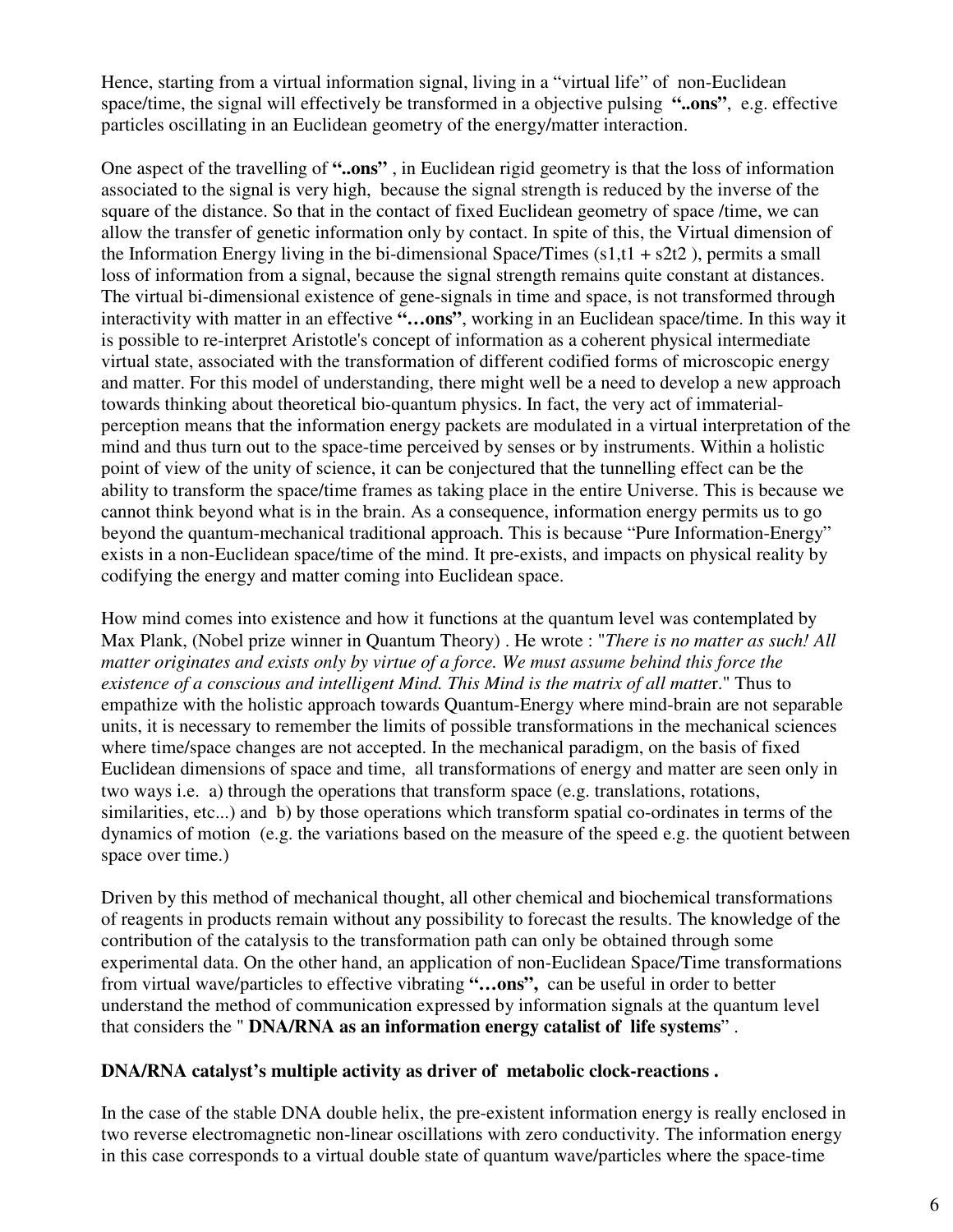Hence, starting from a virtual information signal, living in a "virtual life" of non-Euclidean space/time, the signal will effectively be transformed in a objective pulsing **"..ons"**, e.g. effective particles oscillating in an Euclidean geometry of the energy/matter interaction.

One aspect of the travelling of **"..ons"** , in Euclidean rigid geometry is that the loss of information associated to the signal is very high, because the signal strength is reduced by the inverse of the square of the distance. So that in the contact of fixed Euclidean geometry of space /time, we can allow the transfer of genetic information only by contact. In spite of this, the Virtual dimension of the Information Energy living in the bi-dimensional Space/Times ($s1,t1 + s2t2$ ), permits a small loss of information from a signal, because the signal strength remains quite constant at distances. The virtual bi-dimensional existence of gene-signals in time and space, is not transformed through interactivity with matter in an effective **"…ons"**, working in an Euclidean space/time. In this way it is possible to re-interpret Aristotle's concept of information as a coherent physical intermediate virtual state, associated with the transformation of different codified forms of microscopic energy and matter. For this model of understanding, there might well be a need to develop a new approach towards thinking about theoretical bio-quantum physics. In fact, the very act of immaterial-perception means that the information energy packets are modulated in a virtual interpretation of the mind and thus turn out to the space-time perceived by senses or by instruments. Within a holistic point of view of the unity of science, it can be conjectured that the tunnelling effect can be the ability to transform the space/time frames as taking place in the entire Universe. This is because we cannot think beyond what is in the brain. As a consequence, information energy permits us to go beyond the quantum-mechanical traditional approach. This is because "Pure Information-Energy" exists in a non-Euclidean space/time of the mind. It pre-exists, and impacts on physical reality by codifying the energy and matter coming into Euclidean space.

How mind comes into existence and how it functions at the quantum level was contemplated by Max Plank, (Nobel prize winner in Quantum Theory) . He wrote : "*There is no matter as such! All matter originates and exists only by virtue of a force. We must assume behind this force the existence of a conscious and intelligent Mind. This Mind is the matrix of all matte*r." Thus to empathize with the holistic approach towards Quantum-Energy where mind-brain are not separable units, it is necessary to remember the limits of possible transformations in the mechanical sciences where time/space changes are not accepted. In the mechanical paradigm, on the basis of fixed Euclidean dimensions of space and time, all transformations of energy and matter are seen only in two ways i.e. a) through the operations that transform space (e.g. translations, rotations, similarities, etc...) and b) by those operations which transform spatial co-ordinates in terms of the dynamics of motion (e.g. the variations based on the measure of the speed e.g. the quotient between space over time.)

Driven by this method of mechanical thought, all other chemical and biochemical transformations of reagents in products remain without any possibility to forecast the results. The knowledge of the contribution of the catalysis to the transformation path can only be obtained through some experimental data. On the other hand, an application of non-Euclidean Space/Time transformations from virtual wave/particles to effective vibrating **"…ons",** can be useful in order to better understand the method of communication expressed by information signals at the quantum level that considers the " **DNA/RNA as an information energy catalist of life systems**" .

**DNA/RNA catalyst's multiple activity as driver of metabolic clock-reactions .**

In the case of the stable DNA double helix, the pre-existent information energy is really enclosed in two reverse electromagnetic non-linear oscillations with zero conductivity. The information energy in this case corresponds to a virtual double state of quantum wave/particles where the space-time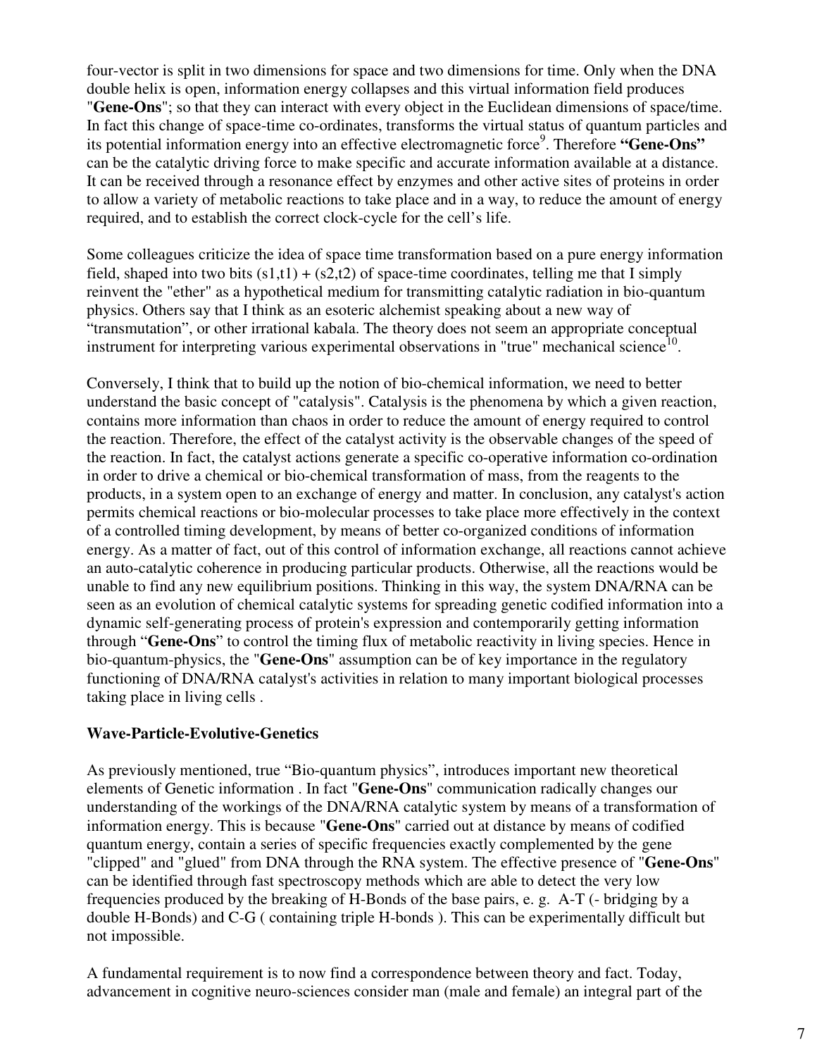four-vector is split in two dimensions for space and two dimensions for time. Only when the DNA double helix is open, information energy collapses and this virtual information field produces "**Gene-Ons**"; so that they can interact with every object in the Euclidean dimensions of space/time. In fact this change of space-time co-ordinates, transforms the virtual status of quantum particles and its potential information energy into an effective electromagnetic force[9]. Therefore **"Gene-Ons"** can be the catalytic driving force to make specific and accurate information available at a distance. It can be received through a resonance effect by enzymes and other active sites of proteins in order to allow a variety of metabolic reactions to take place and in a way, to reduce the amount of energy required, and to establish the correct clock-cycle for the cell's life.

Some colleagues criticize the idea of space time transformation based on a pure energy information field, shaped into two bits (s1,t1) + (s2,t2) of space-time coordinates, telling me that I simply reinvent the "ether" as a hypothetical medium for transmitting catalytic radiation in bio-quantum physics. Others say that I think as an esoteric alchemist speaking about a new way of "transmutation", or other irrational kabala. The theory does not seem an appropriate conceptual instrument for interpreting various experimental observations in "true" mechanical science[10].

Conversely, I think that to build up the notion of bio-chemical information, we need to better understand the basic concept of "catalysis". Catalysis is the phenomena by which a given reaction, contains more information than chaos in order to reduce the amount of energy required to control the reaction. Therefore, the effect of the catalyst activity is the observable changes of the speed of the reaction. In fact, the catalyst actions generate a specific co-operative information co-ordination in order to drive a chemical or bio-chemical transformation of mass, from the reagents to the products, in a system open to an exchange of energy and matter. In conclusion, any catalyst's action permits chemical reactions or bio-molecular processes to take place more effectively in the context of a controlled timing development, by means of better co-organized conditions of information energy. As a matter of fact, out of this control of information exchange, all reactions cannot achieve an auto-catalytic coherence in producing particular products. Otherwise, all the reactions would be unable to find any new equilibrium positions. Thinking in this way, the system DNA/RNA can be seen as an evolution of chemical catalytic systems for spreading genetic codified information into a dynamic self-generating process of protein's expression and contemporarily getting information through "**Gene-Ons**" to control the timing flux of metabolic reactivity in living species. Hence in bio-quantum-physics, the "**Gene-Ons**" assumption can be of key importance in the regulatory functioning of DNA/RNA catalyst's activities in relation to many important biological processes taking place in living cells .

**Wave-Particle-Evolutive-Genetics**

As previously mentioned, true "Bio-quantum physics", introduces important new theoretical elements of Genetic information . In fact "**Gene-Ons**" communication radically changes our understanding of the workings of the DNA/RNA catalytic system by means of a transformation of information energy. This is because "**Gene-Ons**" carried out at distance by means of codified quantum energy, contain a series of specific frequencies exactly complemented by the gene "clipped" and "glued" from DNA through the RNA system. The effective presence of "**Gene-Ons**" can be identified through fast spectroscopy methods which are able to detect the very low frequencies produced by the breaking of H-Bonds of the base pairs, e. g. A-T (- bridging by a double H-Bonds) and C-G ( containing triple H-bonds ). This can be experimentally difficult but not impossible.

A fundamental requirement is to now find a correspondence between theory and fact. Today, advancement in cognitive neuro-sciences consider man (male and female) an integral part of the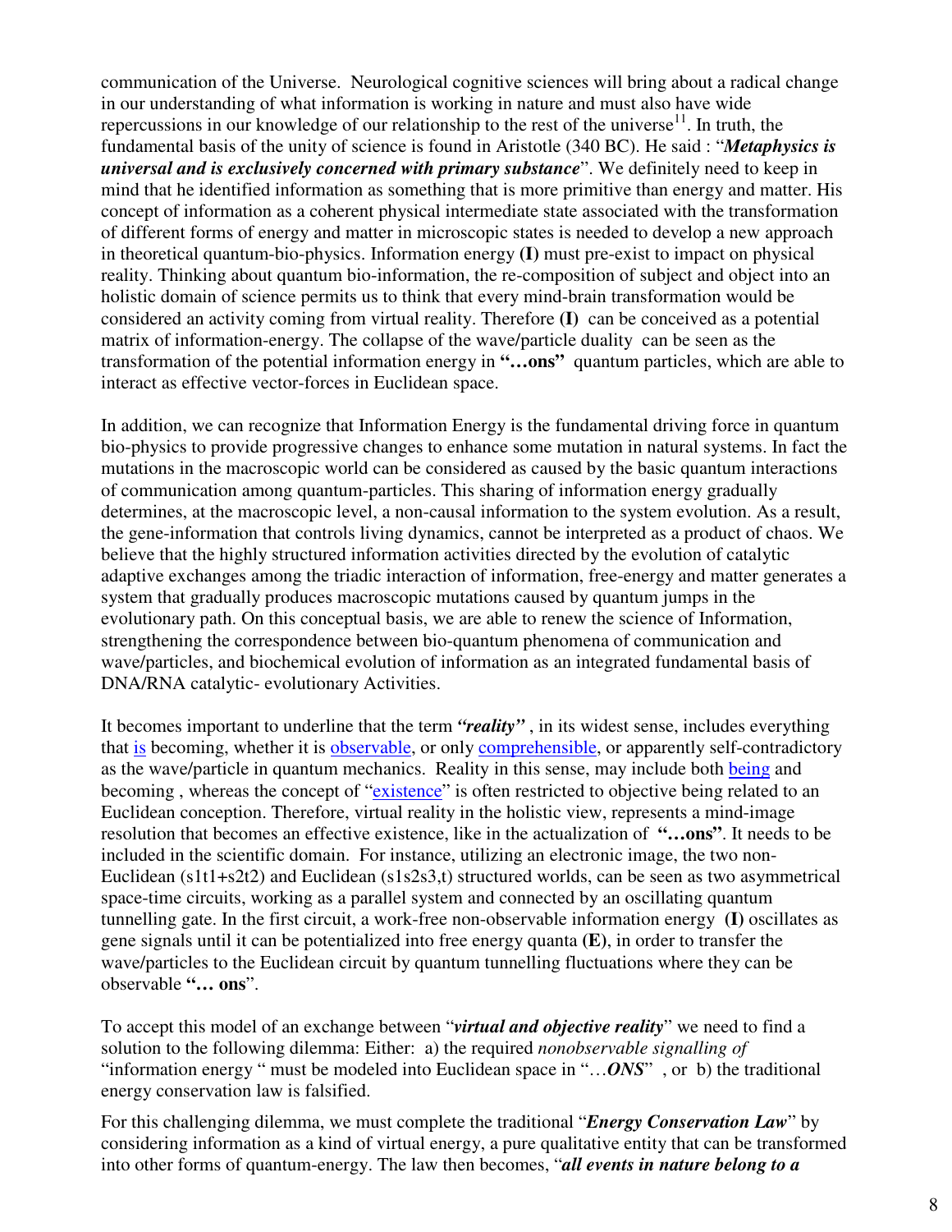communication of the Universe. Neurological cognitive sciences will bring about a radical change in our understanding of what information is working in nature and must also have wide repercussions in our knowledge of our relationship to the rest of the universe[11]. In truth, the fundamental basis of the unity of science is found in Aristotle (340 BC). He said : "***Metaphysics is universal and is exclusively concerned with primary substance***". We definitely need to keep in mind that he identified information as something that is more primitive than energy and matter. His concept of information as a coherent physical intermediate state associated with the transformation of different forms of energy and matter in microscopic states is needed to develop a new approach in theoretical quantum-bio-physics. Information energy **(I)** must pre-exist to impact on physical reality. Thinking about quantum bio-information, the re-composition of subject and object into an holistic domain of science permits us to think that every mind-brain transformation would be considered an activity coming from virtual reality. Therefore **(I)** can be conceived as a potential matrix of information-energy. The collapse of the wave/particle duality can be seen as the transformation of the potential information energy in **"…ons"** quantum particles, which are able to interact as effective vector-forces in Euclidean space.

In addition, we can recognize that Information Energy is the fundamental driving force in quantum bio-physics to provide progressive changes to enhance some mutation in natural systems. In fact the mutations in the macroscopic world can be considered as caused by the basic quantum interactions of communication among quantum-particles. This sharing of information energy gradually determines, at the macroscopic level, a non-causal information to the system evolution. As a result, the gene-information that controls living dynamics, cannot be interpreted as a product of chaos. We believe that the highly structured information activities directed by the evolution of catalytic adaptive exchanges among the triadic interaction of information, free-energy and matter generates a system that gradually produces macroscopic mutations caused by quantum jumps in the evolutionary path. On this conceptual basis, we are able to renew the science of Information, strengthening the correspondence between bio-quantum phenomena of communication and wave/particles, and biochemical evolution of information as an integrated fundamental basis of DNA/RNA catalytic- evolutionary Activities.

It becomes important to underline that the term ***"reality"*** , in its widest sense, includes everything that is becoming, whether it is observable, or only comprehensible, or apparently self-contradictory as the wave/particle in quantum mechanics. Reality in this sense, may include both being and becoming , whereas the concept of "existence" is often restricted to objective being related to an Euclidean conception. Therefore, virtual reality in the holistic view, represents a mind-image resolution that becomes an effective existence, like in the actualization of **"…ons"**. It needs to be included in the scientific domain. For instance, utilizing an electronic image, the two non-Euclidean (s1t1+s2t2) and Euclidean (s1s2s3,t) structured worlds, can be seen as two asymmetrical space-time circuits, working as a parallel system and connected by an oscillating quantum tunnelling gate. In the first circuit, a work-free non-observable information energy **(I)** oscillates as gene signals until it can be potentialized into free energy quanta **(E)**, in order to transfer the wave/particles to the Euclidean circuit by quantum tunnelling fluctuations where they can be observable **"… ons"**.

To accept this model of an exchange between "***virtual and objective reality***" we need to find a solution to the following dilemma: Either: a) the required *nonobservable signalling of* "information energy " must be modeled into Euclidean space in "…***ONS***" , or b) the traditional energy conservation law is falsified.

For this challenging dilemma, we must complete the traditional "***Energy Conservation Law***" by considering information as a kind of virtual energy, a pure qualitative entity that can be transformed into other forms of quantum-energy. The law then becomes, "***all events in nature belong to a***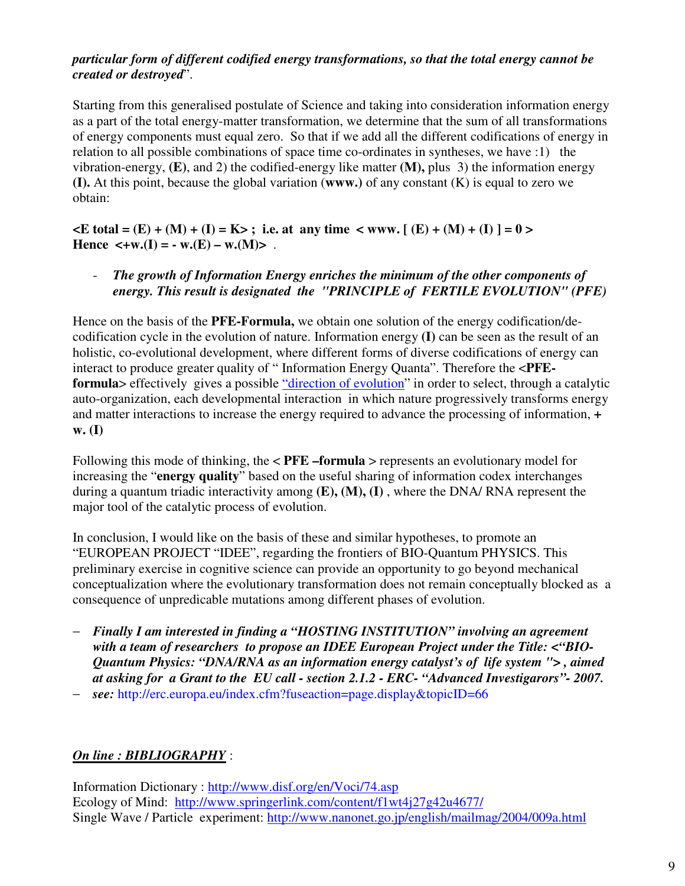*particular form of different codified energy transformations, so that the total energy cannot be created or destroyed*".

Starting from this generalised postulate of Science and taking into consideration information energy as a part of the total energy-matter transformation, we determine that the sum of all transformations of energy components must equal zero. So that if we add all the different codifications of energy in relation to all possible combinations of space time co-ordinates in syntheses, we have :1) the vibration-energy, **(E)**, and 2) the codified-energy like matter **(M),** plus 3) the information energy **(I).** At this point, because the global variation (**www.**) of any constant (K) is equal to zero we obtain:

**<E total = (E) + (M) + (I) = K> ; i.e. at any time < www. [ (E) + (M) + (I) ] = 0 >**
**Hence <+w.(I) = - w.(E) – w.(M)>** .

- ***The growth of Information Energy enriches the minimum of the other components of energy. This result is designated the "PRINCIPLE of FERTILE EVOLUTION" (PFE)***

Hence on the basis of the **PFE-Formula,** we obtain one solution of the energy codification/de-codification cycle in the evolution of nature. Information energy **(I)** can be seen as the result of an holistic, co-evolutional development, where different forms of diverse codifications of energy can interact to produce greater quality of " Information Energy Quanta". Therefore the **<PFE-formula>** effectively gives a possible "direction of evolution" in order to select, through a catalytic auto-organization, each developmental interaction in which nature progressively transforms energy and matter interactions to increase the energy required to advance the processing of information, **+ w. (I)**

Following this mode of thinking, the **< PFE –formula >** represents an evolutionary model for increasing the "**energy quality**" based on the useful sharing of information codex interchanges during a quantum triadic interactivity among **(E), (M), (I)** , where the DNA/ RNA represent the major tool of the catalytic process of evolution.

In conclusion, I would like on the basis of these and similar hypotheses, to promote an "EUROPEAN PROJECT "IDEE", regarding the frontiers of BIO-Quantum PHYSICS. This preliminary exercise in cognitive science can provide an opportunity to go beyond mechanical conceptualization where the evolutionary transformation does not remain conceptually blocked as a consequence of unpredicable mutations among different phases of evolution.

- ***Finally I am interested in finding a "HOSTING INSTITUTION" involving an agreement with a team of researchers to propose an IDEE European Project under the Title: <"BIO-Quantum Physics: "DNA/RNA as an information energy catalyst's of life system "> , aimed at asking for a Grant to the EU call - section 2.1.2 - ERC- "Advanced Investigarors"- 2007.***
- ***see:*** http://erc.europa.eu/index.cfm?fuseaction=page.display&topicID=66

***<u>On line : BIBLIOGRAPHY</u>*** :

Information Dictionary : http://www.disf.org/en/Voci/74.asp
Ecology of Mind: http://www.springerlink.com/content/f1wt4j27g42u4677/
Single Wave / Particle experiment: http://www.nanonet.go.jp/english/mailmag/2004/009a.html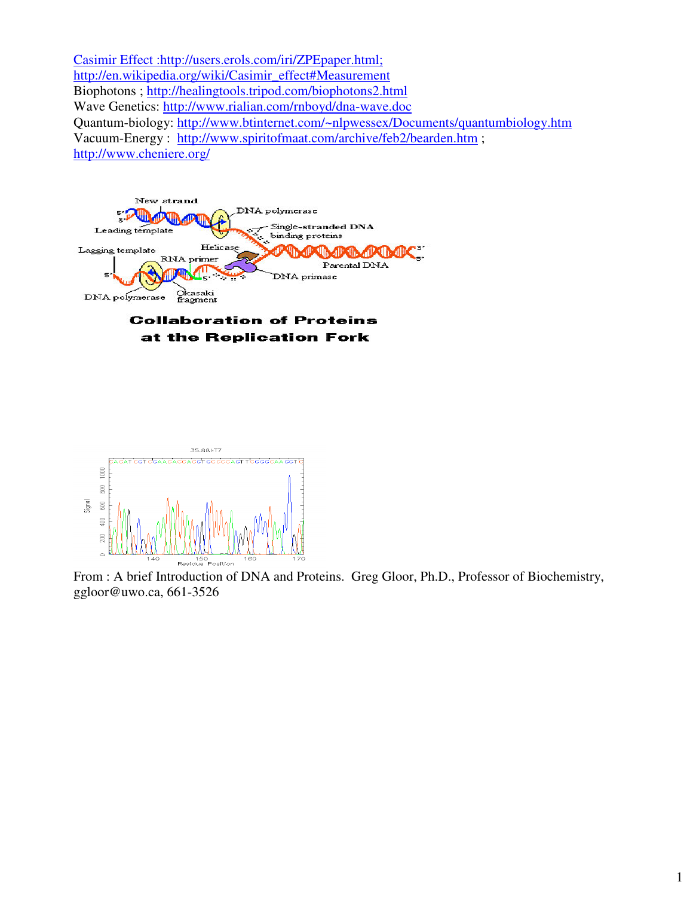Casimir Effect :http://users.erols.com/iri/ZPEpaper.html;
http://en.wikipedia.org/wiki/Casimir_effect#Measurement
Biophotons ; http://healingtools.tripod.com/biophotons2.html
Wave Genetics: http://www.rialian.com/rnboyd/dna-wave.doc
Quantum-biology: http://www.btinternet.com/~nlpwessex/Documents/quantumbiology.htm
Vacuum-Energy : http://www.spiritofmaat.com/archive/feb2/bearden.htm ;
http://www.cheniere.org/

New strand
DNA polymerase
Leading template
Single-stranded DNA binding proteins
Lagging template
Helicase
RNA primer
Parental DNA
DNA primase
DNA polymerase
Okasaki fragment

**Collaboration of Proteins at the Replication Fork**

35.881-T7

From : A brief Introduction of DNA and Proteins. Greg Gloor, Ph.D., Professor of Biochemistry, ggloor@uwo.ca, 661-3526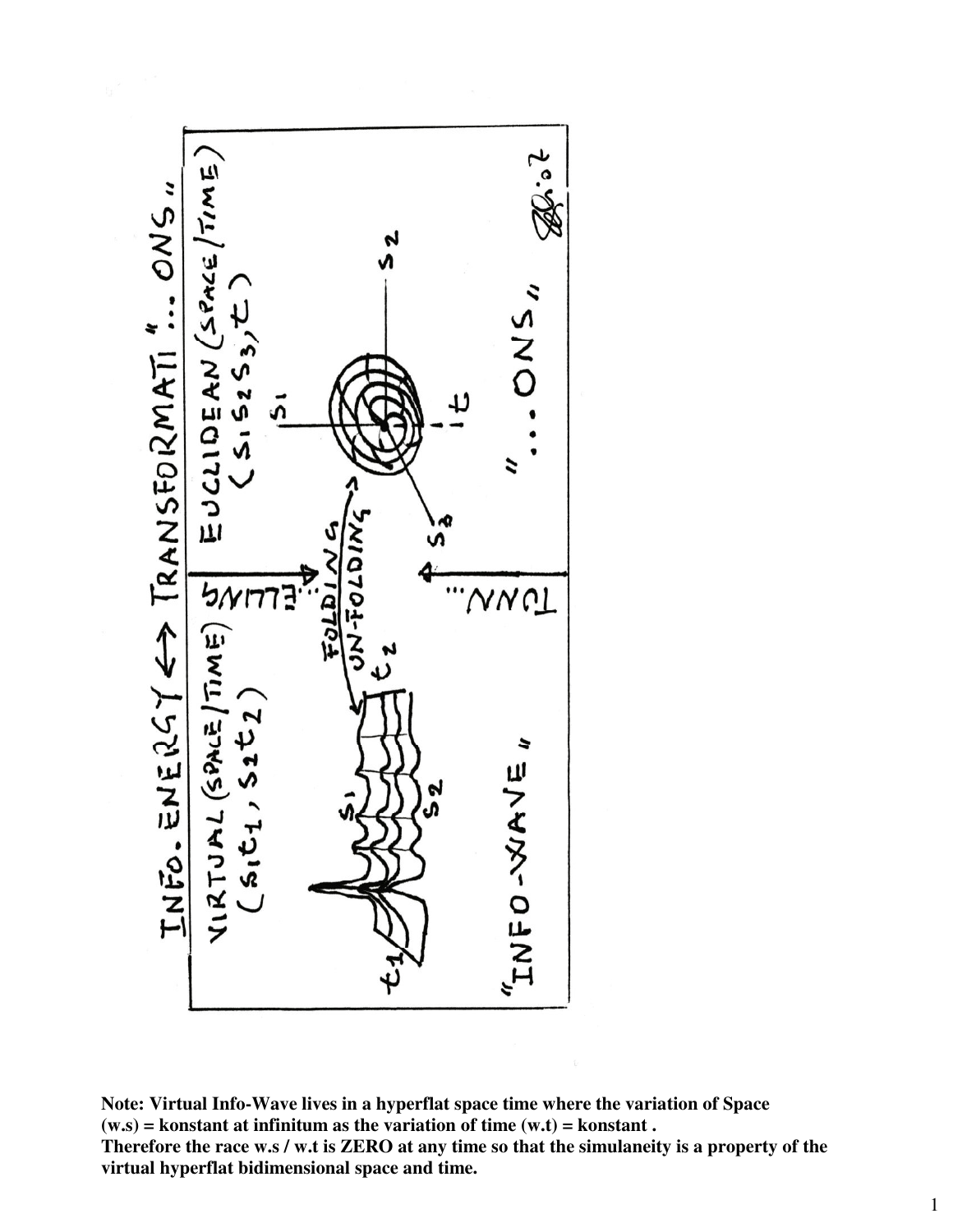**Note: Virtual Info-Wave lives in a hyperflat space time where the variation of Space (w.s) = konstant at infinitum as the variation of time (w.t) = konstant .**
**Therefore the race w.s / w.t is ZERO at any time so that the simulaneity is a property of the virtual hyperflat bidimensional space and time.**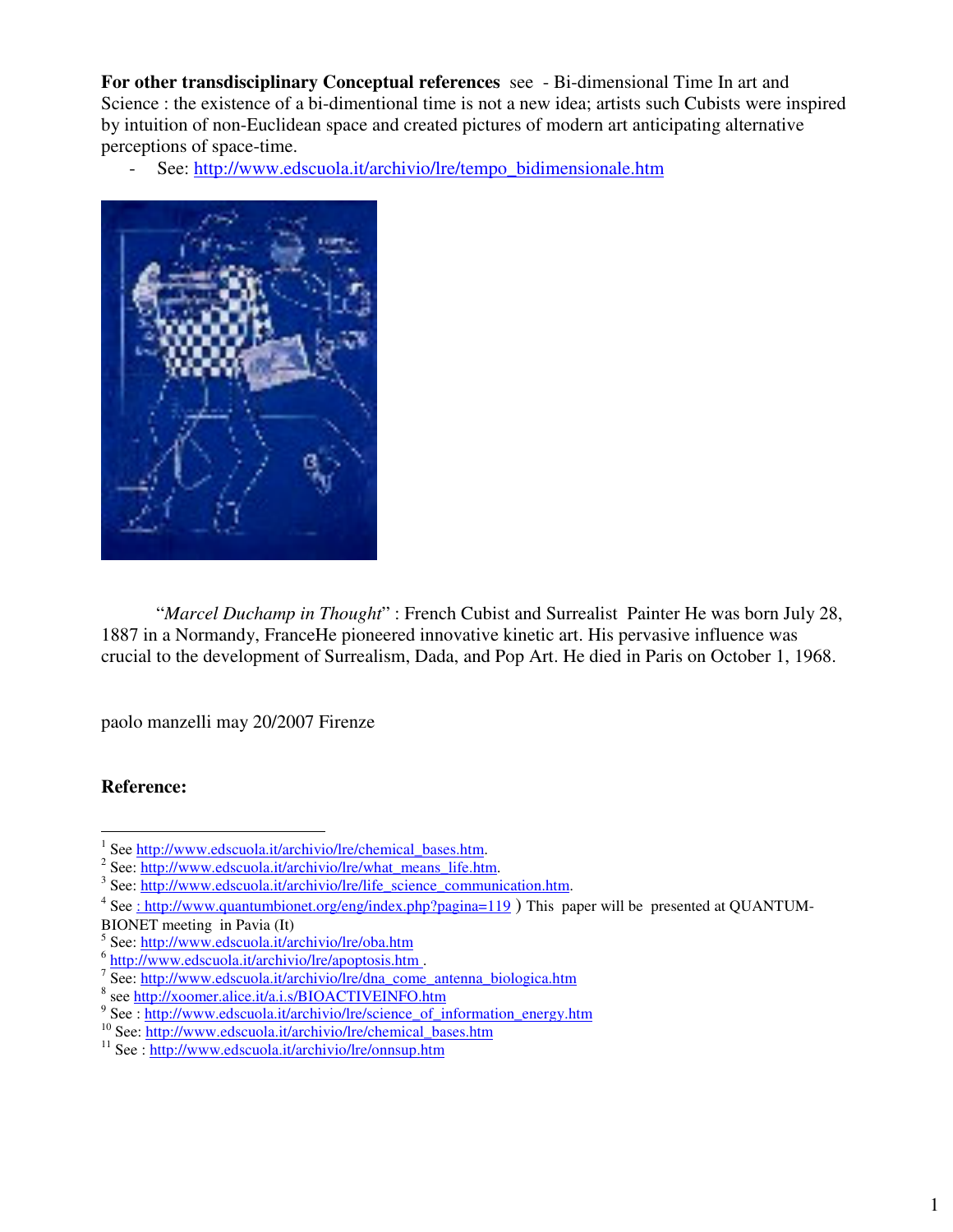**For other transdisciplinary Conceptual references** see - Bi-dimensional Time In art and Science : the existence of a bi-dimentional time is not a new idea; artists such Cubists were inspired by intuition of non-Euclidean space and created pictures of modern art anticipating alternative perceptions of space-time.

- See: http://www.edscuola.it/archivio/lre/tempo_bidimensionale.htm

"*Marcel Duchamp in Thought*" : French Cubist and Surrealist Painter He was born July 28, 1887 in a Normandy, FranceHe pioneered innovative kinetic art. His pervasive influence was crucial to the development of Surrealism, Dada, and Pop Art. He died in Paris on October 1, 1968.

paolo manzelli may 20/2007 Firenze

**Reference:**

[1] See http://www.edscuola.it/archivio/lre/chemical_bases.htm.
[2] See: http://www.edscuola.it/archivio/lre/what_means_life.htm.
[3] See: http://www.edscuola.it/archivio/lre/life_science_communication.htm.
[4] See : http://www.quantumbionet.org/eng/index.php?pagina=119 ) This paper will be presented at QUANTUM-BIONET meeting in Pavia (It)
[5] See: http://www.edscuola.it/archivio/lre/oba.htm
[6] http://www.edscuola.it/archivio/lre/apoptosis.htm .
[7] See: http://www.edscuola.it/archivio/lre/dna_come_antenna_biologica.htm
[8] see http://xoomer.alice.it/a.i.s/BIOACTIVEINFO.htm
[9] See : http://www.edscuola.it/archivio/lre/science_of_information_energy.htm
[10] See: http://www.edscuola.it/archivio/lre/chemical_bases.htm
[11] See : http://www.edscuola.it/archivio/lre/onnsup.htm